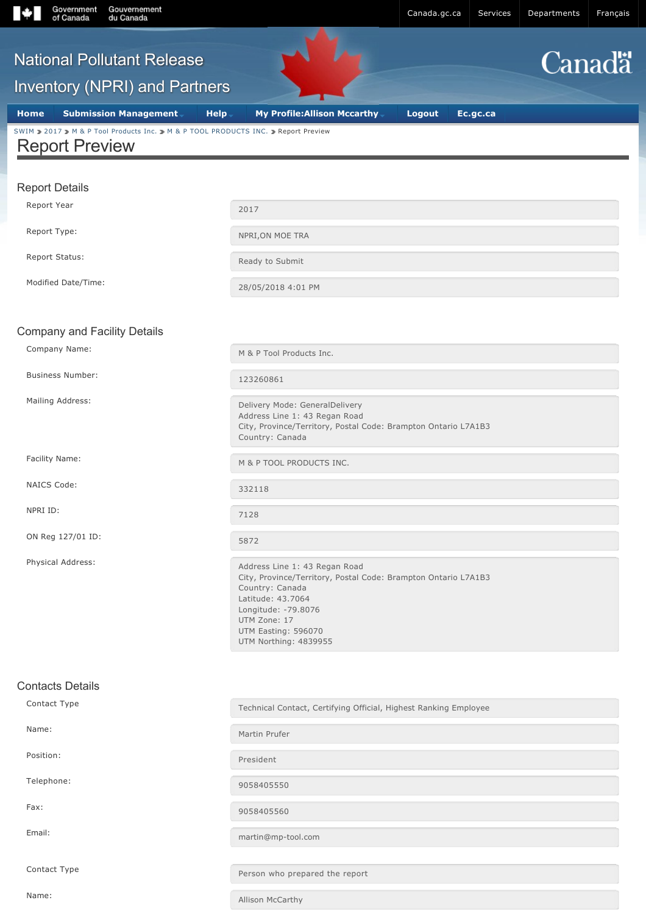# National Pollutant Release Inventory (NPRI) and Partners

SWIM > 2017 > M & P Tool Products Inc. > M & P TOOL PRODUCTS INC. > Report Preview

## Report Preview

### Report Details

| | |
|---|---|
| Report Year | 2017 |
| Report Type: | NPRI,ON MOE TRA |
| Report Status: | Ready to Submit |
| Modified Date/Time: | 28/05/2018 4:01 PM |

### Company and Facility Details

| | |
|---|---|
| Company Name: | M & P Tool Products Inc. |
| Business Number: | 123260861 |
| Mailing Address: | Delivery Mode: GeneralDelivery<br>Address Line 1: 43 Regan Road<br>City, Province/Territory, Postal Code: Brampton Ontario L7A1B3<br>Country: Canada |
| Facility Name: | M & P TOOL PRODUCTS INC. |
| NAICS Code: | 332118 |
| NPRI ID: | 7128 |
| ON Reg 127/01 ID: | 5872 |
| Physical Address: | Address Line 1: 43 Regan Road<br>City, Province/Territory, Postal Code: Brampton Ontario L7A1B3<br>Country: Canada<br>Latitude: 43.7064<br>Longitude: -79.8076<br>UTM Zone: 17<br>UTM Easting: 596070<br>UTM Northing: 4839955 |

### Contacts Details

| | |
|---|---|
| Contact Type | Technical Contact, Certifying Official, Highest Ranking Employee |
| Name: | Martin Prufer |
| Position: | President |
| Telephone: | 9058405550 |
| Fax: | 9058405560 |
| Email: | martin@mp-tool.com |

| | |
|---|---|
| Contact Type | Person who prepared the report |
| Name: | Allison McCarthy |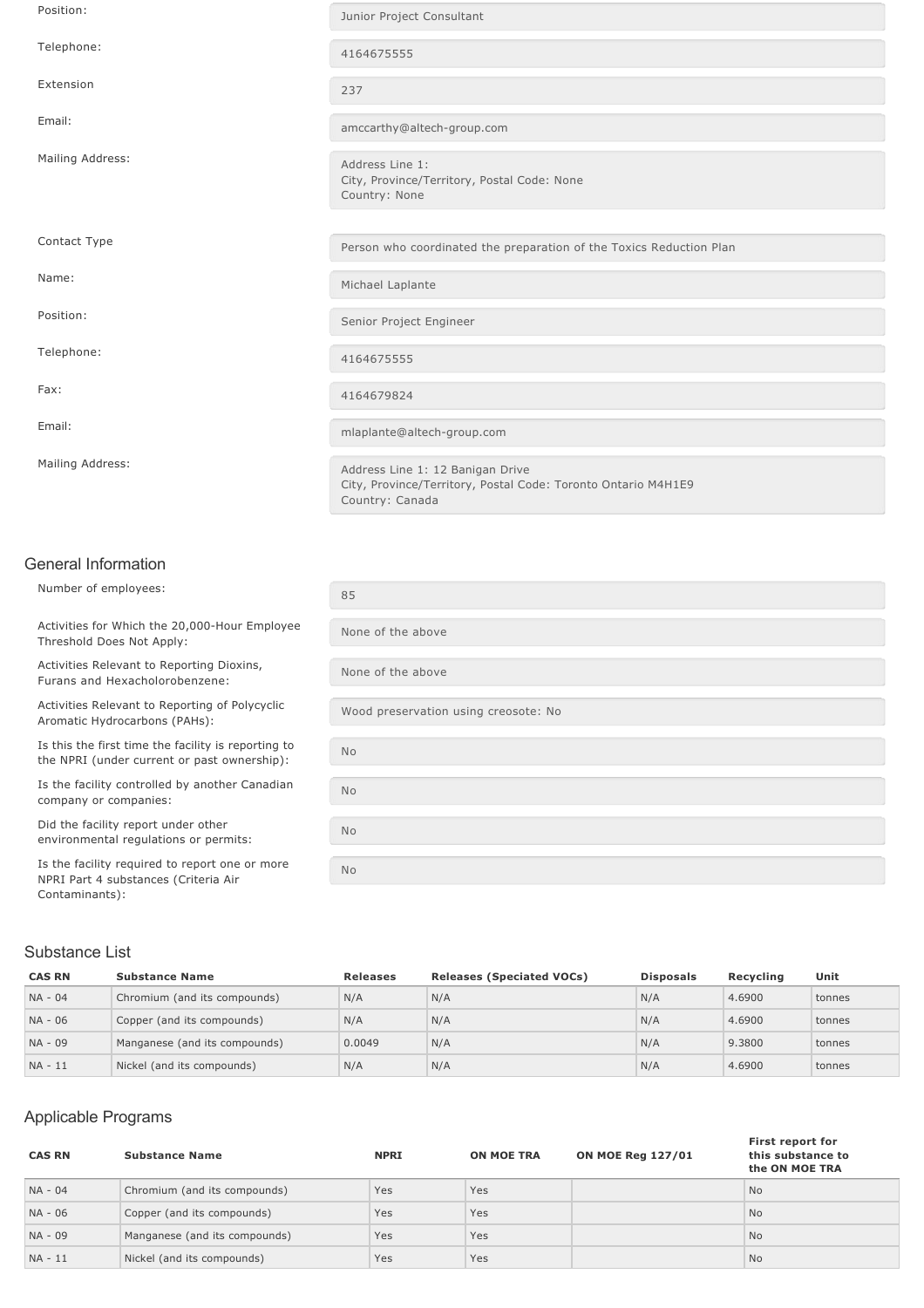Position: Junior Project Consultant

Telephone: 4164675555

Extension: 237

Email: amccarthy@altech-group.com

Mailing Address: Address Line 1:
City, Province/Territory, Postal Code: None
Country: None

Contact Type: Person who coordinated the preparation of the Toxics Reduction Plan

Name: Michael Laplante

Position: Senior Project Engineer

Telephone: 4164675555

Fax: 4164679824

Email: mlaplante@altech-group.com

Mailing Address: Address Line 1: 12 Banigan Drive
City, Province/Territory, Postal Code: Toronto Ontario M4H1E9
Country: Canada

## General Information

Number of employees: 85

Activities for Which the 20,000-Hour Employee Threshold Does Not Apply: None of the above

Activities Relevant to Reporting Dioxins, Furans and Hexacholorobenzene: None of the above

Activities Relevant to Reporting of Polycyclic Aromatic Hydrocarbons (PAHs): Wood preservation using creosote: No

Is this the first time the facility is reporting to the NPRI (under current or past ownership): No

Is the facility controlled by another Canadian company or companies: No

Did the facility report under other environmental regulations or permits: No

Is the facility required to report one or more NPRI Part 4 substances (Criteria Air Contaminants): No

## Substance List

| CAS RN | Substance Name | Releases | Releases (Speciated VOCs) | Disposals | Recycling | Unit |
|---|---|---|---|---|---|---|
| NA - 04 | Chromium (and its compounds) | N/A | N/A | N/A | 4.6900 | tonnes |
| NA - 06 | Copper (and its compounds) | N/A | N/A | N/A | 4.6900 | tonnes |
| NA - 09 | Manganese (and its compounds) | 0.0049 | N/A | N/A | 9.3800 | tonnes |
| NA - 11 | Nickel (and its compounds) | N/A | N/A | N/A | 4.6900 | tonnes |

## Applicable Programs

| CAS RN | Substance Name | NPRI | ON MOE TRA | ON MOE Reg 127/01 | First report for this substance to the ON MOE TRA |
|---|---|---|---|---|---|
| NA - 04 | Chromium (and its compounds) | Yes | Yes | | No |
| NA - 06 | Copper (and its compounds) | Yes | Yes | | No |
| NA - 09 | Manganese (and its compounds) | Yes | Yes | | No |
| NA - 11 | Nickel (and its compounds) | Yes | Yes | | No |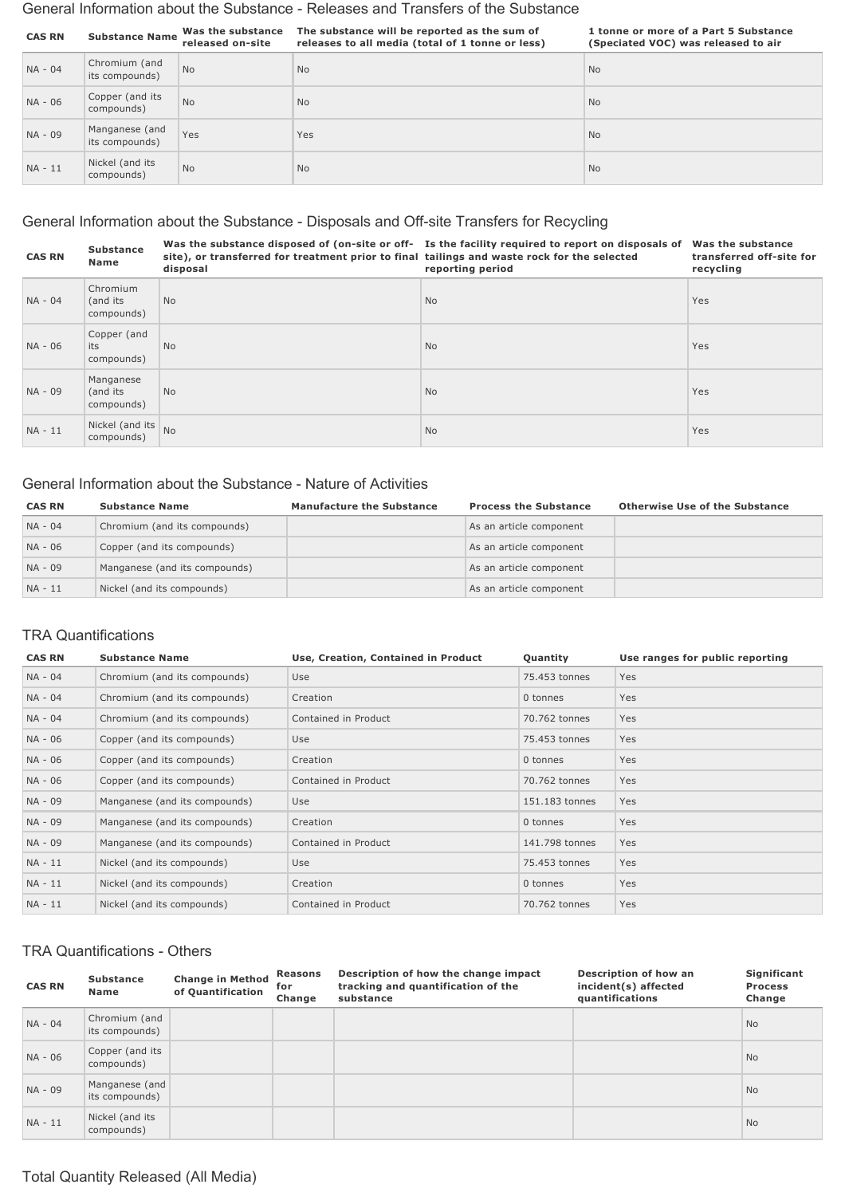## General Information about the Substance - Releases and Transfers of the Substance

| CAS RN | Substance Name | Was the substance released on-site | The substance will be reported as the sum of releases to all media (total of 1 tonne or less) | 1 tonne or more of a Part 5 Substance (Speciated VOC) was released to air |
|---|---|---|---|---|
| NA - 04 | Chromium (and its compounds) | No | No | No |
| NA - 06 | Copper (and its compounds) | No | No | No |
| NA - 09 | Manganese (and its compounds) | Yes | Yes | No |
| NA - 11 | Nickel (and its compounds) | No | No | No |

## General Information about the Substance - Disposals and Off-site Transfers for Recycling

| CAS RN | Substance Name | Was the substance disposed of (on-site or off-site), or transferred for treatment prior to final disposal | Is the facility required to report on disposals of tailings and waste rock for the selected reporting period | Was the substance transferred off-site for recycling |
|---|---|---|---|---|
| NA - 04 | Chromium (and its compounds) | No | No | Yes |
| NA - 06 | Copper (and its compounds) | No | No | Yes |
| NA - 09 | Manganese (and its compounds) | No | No | Yes |
| NA - 11 | Nickel (and its compounds) | No | No | Yes |

## General Information about the Substance - Nature of Activities

| CAS RN | Substance Name | Manufacture the Substance | Process the Substance | Otherwise Use of the Substance |
|---|---|---|---|---|
| NA - 04 | Chromium (and its compounds) | | As an article component | |
| NA - 06 | Copper (and its compounds) | | As an article component | |
| NA - 09 | Manganese (and its compounds) | | As an article component | |
| NA - 11 | Nickel (and its compounds) | | As an article component | |

## TRA Quantifications

| CAS RN | Substance Name | Use, Creation, Contained in Product | Quantity | Use ranges for public reporting |
|---|---|---|---|---|
| NA - 04 | Chromium (and its compounds) | Use | 75.453 tonnes | Yes |
| NA - 04 | Chromium (and its compounds) | Creation | 0 tonnes | Yes |
| NA - 04 | Chromium (and its compounds) | Contained in Product | 70.762 tonnes | Yes |
| NA - 06 | Copper (and its compounds) | Use | 75.453 tonnes | Yes |
| NA - 06 | Copper (and its compounds) | Creation | 0 tonnes | Yes |
| NA - 06 | Copper (and its compounds) | Contained in Product | 70.762 tonnes | Yes |
| NA - 09 | Manganese (and its compounds) | Use | 151.183 tonnes | Yes |
| NA - 09 | Manganese (and its compounds) | Creation | 0 tonnes | Yes |
| NA - 09 | Manganese (and its compounds) | Contained in Product | 141.798 tonnes | Yes |
| NA - 11 | Nickel (and its compounds) | Use | 75.453 tonnes | Yes |
| NA - 11 | Nickel (and its compounds) | Creation | 0 tonnes | Yes |
| NA - 11 | Nickel (and its compounds) | Contained in Product | 70.762 tonnes | Yes |

## TRA Quantifications - Others

| CAS RN | Substance Name | Change in Method of Quantification | Reasons for Change | Description of how the change impact tracking and quantification of the substance | Description of how an incident(s) affected quantifications | Significant Process Change |
|---|---|---|---|---|---|---|
| NA - 04 | Chromium (and its compounds) | | | | | No |
| NA - 06 | Copper (and its compounds) | | | | | No |
| NA - 09 | Manganese (and its compounds) | | | | | No |
| NA - 11 | Nickel (and its compounds) | | | | | No |

## Total Quantity Released (All Media)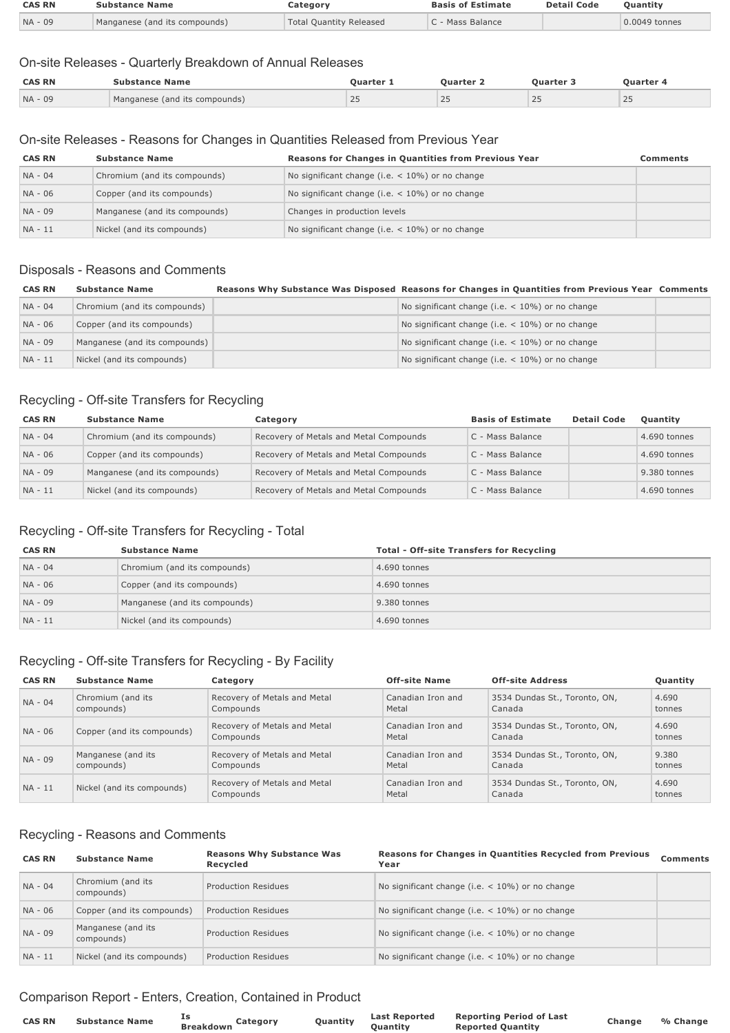| CAS RN | Substance Name | Category | Basis of Estimate | Detail Code | Quantity |
|---|---|---|---|---|---|
| NA - 09 | Manganese (and its compounds) | Total Quantity Released | C - Mass Balance | | 0.0049 tonnes |

## On-site Releases - Quarterly Breakdown of Annual Releases

| CAS RN | Substance Name | Quarter 1 | Quarter 2 | Quarter 3 | Quarter 4 |
|---|---|---|---|---|---|
| NA - 09 | Manganese (and its compounds) | 25 | 25 | 25 | 25 |

## On-site Releases - Reasons for Changes in Quantities Released from Previous Year

| CAS RN | Substance Name | Reasons for Changes in Quantities from Previous Year | Comments |
|---|---|---|---|
| NA - 04 | Chromium (and its compounds) | No significant change (i.e. < 10%) or no change | |
| NA - 06 | Copper (and its compounds) | No significant change (i.e. < 10%) or no change | |
| NA - 09 | Manganese (and its compounds) | Changes in production levels | |
| NA - 11 | Nickel (and its compounds) | No significant change (i.e. < 10%) or no change | |

## Disposals - Reasons and Comments

| CAS RN | Substance Name | Reasons Why Substance Was Disposed | Reasons for Changes in Quantities from Previous Year | Comments |
|---|---|---|---|---|
| NA - 04 | Chromium (and its compounds) | | No significant change (i.e. < 10%) or no change | |
| NA - 06 | Copper (and its compounds) | | No significant change (i.e. < 10%) or no change | |
| NA - 09 | Manganese (and its compounds) | | No significant change (i.e. < 10%) or no change | |
| NA - 11 | Nickel (and its compounds) | | No significant change (i.e. < 10%) or no change | |

## Recycling - Off-site Transfers for Recycling

| CAS RN | Substance Name | Category | Basis of Estimate | Detail Code | Quantity |
|---|---|---|---|---|---|
| NA - 04 | Chromium (and its compounds) | Recovery of Metals and Metal Compounds | C - Mass Balance | | 4.690 tonnes |
| NA - 06 | Copper (and its compounds) | Recovery of Metals and Metal Compounds | C - Mass Balance | | 4.690 tonnes |
| NA - 09 | Manganese (and its compounds) | Recovery of Metals and Metal Compounds | C - Mass Balance | | 9.380 tonnes |
| NA - 11 | Nickel (and its compounds) | Recovery of Metals and Metal Compounds | C - Mass Balance | | 4.690 tonnes |

## Recycling - Off-site Transfers for Recycling - Total

| CAS RN | Substance Name | Total - Off-site Transfers for Recycling |
|---|---|---|
| NA - 04 | Chromium (and its compounds) | 4.690 tonnes |
| NA - 06 | Copper (and its compounds) | 4.690 tonnes |
| NA - 09 | Manganese (and its compounds) | 9.380 tonnes |
| NA - 11 | Nickel (and its compounds) | 4.690 tonnes |

## Recycling - Off-site Transfers for Recycling - By Facility

| CAS RN | Substance Name | Category | Off-site Name | Off-site Address | Quantity |
|---|---|---|---|---|---|
| NA - 04 | Chromium (and its compounds) | Recovery of Metals and Metal Compounds | Canadian Iron and Metal | 3534 Dundas St., Toronto, ON, Canada | 4.690 tonnes |
| NA - 06 | Copper (and its compounds) | Recovery of Metals and Metal Compounds | Canadian Iron and Metal | 3534 Dundas St., Toronto, ON, Canada | 4.690 tonnes |
| NA - 09 | Manganese (and its compounds) | Recovery of Metals and Metal Compounds | Canadian Iron and Metal | 3534 Dundas St., Toronto, ON, Canada | 9.380 tonnes |
| NA - 11 | Nickel (and its compounds) | Recovery of Metals and Metal Compounds | Canadian Iron and Metal | 3534 Dundas St., Toronto, ON, Canada | 4.690 tonnes |

## Recycling - Reasons and Comments

| CAS RN | Substance Name | Reasons Why Substance Was Recycled | Reasons for Changes in Quantities Recycled from Previous Year | Comments |
|---|---|---|---|---|
| NA - 04 | Chromium (and its compounds) | Production Residues | No significant change (i.e. < 10%) or no change | |
| NA - 06 | Copper (and its compounds) | Production Residues | No significant change (i.e. < 10%) or no change | |
| NA - 09 | Manganese (and its compounds) | Production Residues | No significant change (i.e. < 10%) or no change | |
| NA - 11 | Nickel (and its compounds) | Production Residues | No significant change (i.e. < 10%) or no change | |

## Comparison Report - Enters, Creation, Contained in Product

| CAS RN | Substance Name | Is Breakdown | Category | Quantity | Last Reported Quantity | Reporting Period of Last Reported Quantity | Change | % Change |
|---|---|---|---|---|---|---|---|---|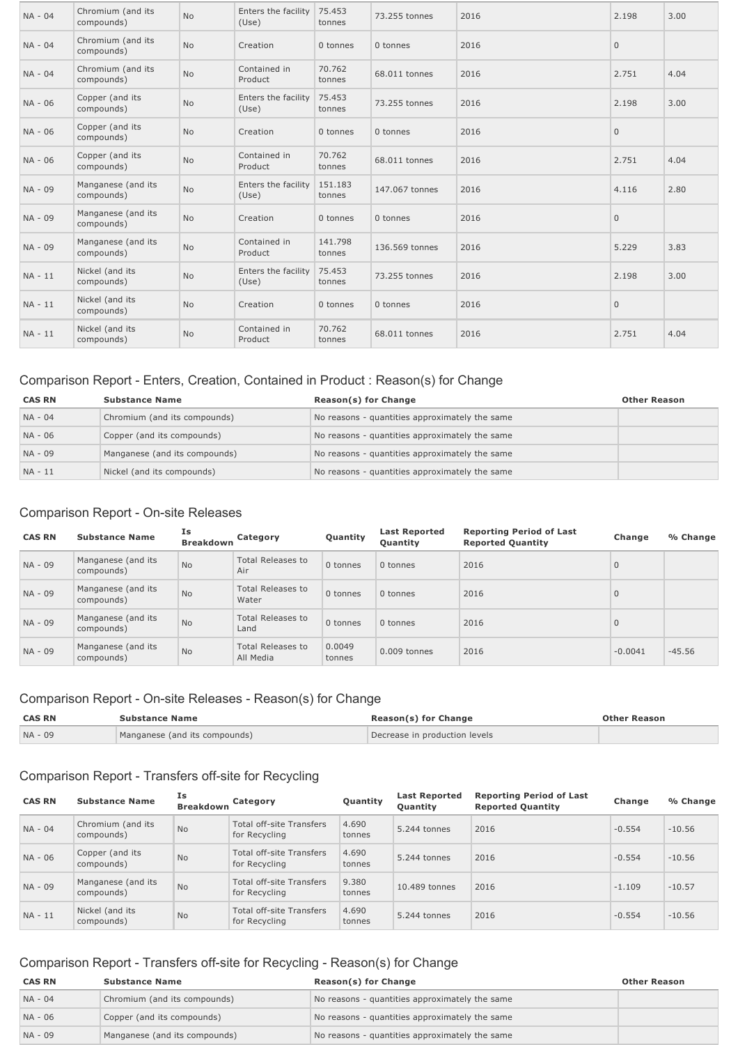| NA - 04 | Chromium (and its compounds) | No | Enters the facility (Use) | 75.453 tonnes | 73.255 tonnes | 2016 | 2.198 | 3.00 |
|---|---|---|---|---|---|---|---|---|
| NA - 04 | Chromium (and its compounds) | No | Creation | 0 tonnes | 0 tonnes | 2016 | 0 | |
| NA - 04 | Chromium (and its compounds) | No | Contained in Product | 70.762 tonnes | 68.011 tonnes | 2016 | 2.751 | 4.04 |
| NA - 06 | Copper (and its compounds) | No | Enters the facility (Use) | 75.453 tonnes | 73.255 tonnes | 2016 | 2.198 | 3.00 |
| NA - 06 | Copper (and its compounds) | No | Creation | 0 tonnes | 0 tonnes | 2016 | 0 | |
| NA - 06 | Copper (and its compounds) | No | Contained in Product | 70.762 tonnes | 68.011 tonnes | 2016 | 2.751 | 4.04 |
| NA - 09 | Manganese (and its compounds) | No | Enters the facility (Use) | 151.183 tonnes | 147.067 tonnes | 2016 | 4.116 | 2.80 |
| NA - 09 | Manganese (and its compounds) | No | Creation | 0 tonnes | 0 tonnes | 2016 | 0 | |
| NA - 09 | Manganese (and its compounds) | No | Contained in Product | 141.798 tonnes | 136.569 tonnes | 2016 | 5.229 | 3.83 |
| NA - 11 | Nickel (and its compounds) | No | Enters the facility (Use) | 75.453 tonnes | 73.255 tonnes | 2016 | 2.198 | 3.00 |
| NA - 11 | Nickel (and its compounds) | No | Creation | 0 tonnes | 0 tonnes | 2016 | 0 | |
| NA - 11 | Nickel (and its compounds) | No | Contained in Product | 70.762 tonnes | 68.011 tonnes | 2016 | 2.751 | 4.04 |

## Comparison Report - Enters, Creation, Contained in Product : Reason(s) for Change

| CAS RN | Substance Name | Reason(s) for Change | Other Reason |
|---|---|---|---|
| NA - 04 | Chromium (and its compounds) | No reasons - quantities approximately the same | |
| NA - 06 | Copper (and its compounds) | No reasons - quantities approximately the same | |
| NA - 09 | Manganese (and its compounds) | No reasons - quantities approximately the same | |
| NA - 11 | Nickel (and its compounds) | No reasons - quantities approximately the same | |

## Comparison Report - On-site Releases

| CAS RN | Substance Name | Is Breakdown | Category | Quantity | Last Reported Quantity | Reporting Period of Last Reported Quantity | Change | % Change |
|---|---|---|---|---|---|---|---|---|
| NA - 09 | Manganese (and its compounds) | No | Total Releases to Air | 0 tonnes | 0 tonnes | 2016 | 0 | |
| NA - 09 | Manganese (and its compounds) | No | Total Releases to Water | 0 tonnes | 0 tonnes | 2016 | 0 | |
| NA - 09 | Manganese (and its compounds) | No | Total Releases to Land | 0 tonnes | 0 tonnes | 2016 | 0 | |
| NA - 09 | Manganese (and its compounds) | No | Total Releases to All Media | 0.0049 tonnes | 0.009 tonnes | 2016 | -0.0041 | -45.56 |

## Comparison Report - On-site Releases - Reason(s) for Change

| CAS RN | Substance Name | Reason(s) for Change | Other Reason |
|---|---|---|---|
| NA - 09 | Manganese (and its compounds) | Decrease in production levels | |

## Comparison Report - Transfers off-site for Recycling

| CAS RN | Substance Name | Is Breakdown | Category | Quantity | Last Reported Quantity | Reporting Period of Last Reported Quantity | Change | % Change |
|---|---|---|---|---|---|---|---|---|
| NA - 04 | Chromium (and its compounds) | No | Total off-site Transfers for Recycling | 4.690 tonnes | 5.244 tonnes | 2016 | -0.554 | -10.56 |
| NA - 06 | Copper (and its compounds) | No | Total off-site Transfers for Recycling | 4.690 tonnes | 5.244 tonnes | 2016 | -0.554 | -10.56 |
| NA - 09 | Manganese (and its compounds) | No | Total off-site Transfers for Recycling | 9.380 tonnes | 10.489 tonnes | 2016 | -1.109 | -10.57 |
| NA - 11 | Nickel (and its compounds) | No | Total off-site Transfers for Recycling | 4.690 tonnes | 5.244 tonnes | 2016 | -0.554 | -10.56 |

## Comparison Report - Transfers off-site for Recycling - Reason(s) for Change

| CAS RN | Substance Name | Reason(s) for Change | Other Reason |
|---|---|---|---|
| NA - 04 | Chromium (and its compounds) | No reasons - quantities approximately the same | |
| NA - 06 | Copper (and its compounds) | No reasons - quantities approximately the same | |
| NA - 09 | Manganese (and its compounds) | No reasons - quantities approximately the same | |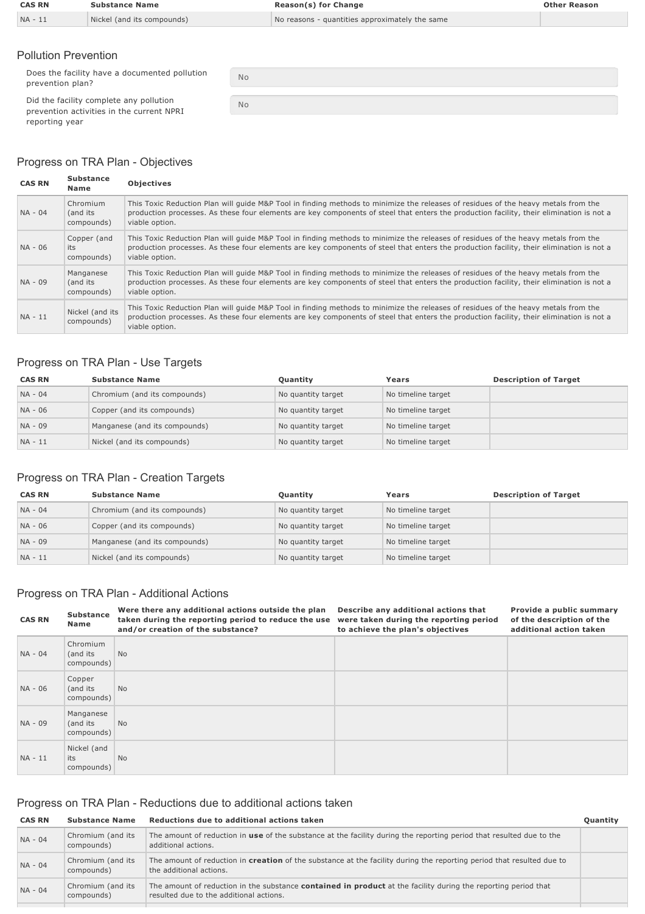| CAS RN | Substance Name | Reason(s) for Change | Other Reason |
|---|---|---|---|
| NA - 11 | Nickel (and its compounds) | No reasons - quantities approximately the same | |

## Pollution Prevention

| | |
|---|---|
| Does the facility have a documented pollution prevention plan? | No |
| Did the facility complete any pollution prevention activities in the current NPRI reporting year | No |

## Progress on TRA Plan - Objectives

| CAS RN | Substance Name | Objectives |
|---|---|---|
| NA - 04 | Chromium (and its compounds) | This Toxic Reduction Plan will guide M&P Tool in finding methods to minimize the releases of residues of the heavy metals from the production processes. As these four elements are key components of steel that enters the production facility, their elimination is not a viable option. |
| NA - 06 | Copper (and its compounds) | This Toxic Reduction Plan will guide M&P Tool in finding methods to minimize the releases of residues of the heavy metals from the production processes. As these four elements are key components of steel that enters the production facility, their elimination is not a viable option. |
| NA - 09 | Manganese (and its compounds) | This Toxic Reduction Plan will guide M&P Tool in finding methods to minimize the releases of residues of the heavy metals from the production processes. As these four elements are key components of steel that enters the production facility, their elimination is not a viable option. |
| NA - 11 | Nickel (and its compounds) | This Toxic Reduction Plan will guide M&P Tool in finding methods to minimize the releases of residues of the heavy metals from the production processes. As these four elements are key components of steel that enters the production facility, their elimination is not a viable option. |

## Progress on TRA Plan - Use Targets

| CAS RN | Substance Name | Quantity | Years | Description of Target |
|---|---|---|---|---|
| NA - 04 | Chromium (and its compounds) | No quantity target | No timeline target | |
| NA - 06 | Copper (and its compounds) | No quantity target | No timeline target | |
| NA - 09 | Manganese (and its compounds) | No quantity target | No timeline target | |
| NA - 11 | Nickel (and its compounds) | No quantity target | No timeline target | |

## Progress on TRA Plan - Creation Targets

| CAS RN | Substance Name | Quantity | Years | Description of Target |
|---|---|---|---|---|
| NA - 04 | Chromium (and its compounds) | No quantity target | No timeline target | |
| NA - 06 | Copper (and its compounds) | No quantity target | No timeline target | |
| NA - 09 | Manganese (and its compounds) | No quantity target | No timeline target | |
| NA - 11 | Nickel (and its compounds) | No quantity target | No timeline target | |

## Progress on TRA Plan - Additional Actions

| CAS RN | Substance Name | Were there any additional actions outside the plan taken during the reporting period to reduce the use and/or creation of the substance? | Describe any additional actions that were taken during the reporting period to achieve the plan's objectives | Provide a public summary of the description of the additional action taken |
|---|---|---|---|---|
| NA - 04 | Chromium (and its compounds) | No | | |
| NA - 06 | Copper (and its compounds) | No | | |
| NA - 09 | Manganese (and its compounds) | No | | |
| NA - 11 | Nickel (and its compounds) | No | | |

## Progress on TRA Plan - Reductions due to additional actions taken

| CAS RN | Substance Name | Reductions due to additional actions taken | Quantity |
|---|---|---|---|
| NA - 04 | Chromium (and its compounds) | The amount of reduction in **use** of the substance at the facility during the reporting period that resulted due to the additional actions. | |
| NA - 04 | Chromium (and its compounds) | The amount of reduction in **creation** of the substance at the facility during the reporting period that resulted due to the additional actions. | |
| NA - 04 | Chromium (and its compounds) | The amount of reduction in the substance **contained in product** at the facility during the reporting period that resulted due to the additional actions. | |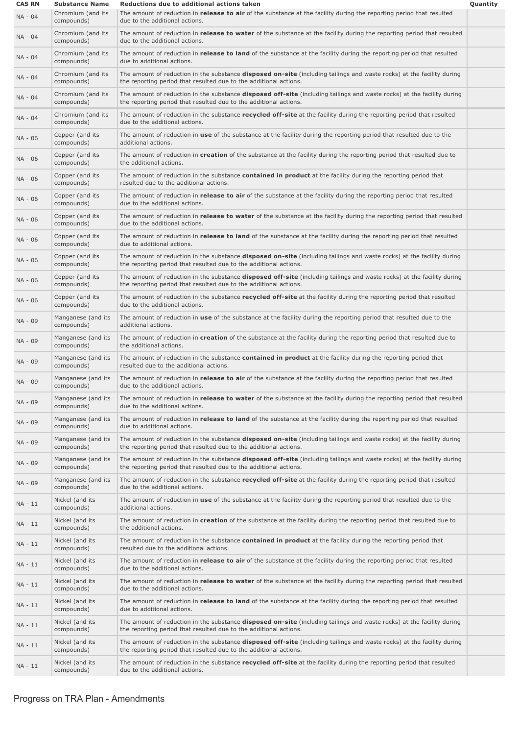| CAS RN | Substance Name | Reductions due to additional actions taken | Quantity |
|---|---|---|---|
| NA - 04 | Chromium (and its compounds) | The amount of reduction in **release to air** of the substance at the facility during the reporting period that resulted due to the additional actions. | |
| NA - 04 | Chromium (and its compounds) | The amount of reduction in **release to water** of the substance at the facility during the reporting period that resulted due to the additional actions. | |
| NA - 04 | Chromium (and its compounds) | The amount of reduction in **release to land** of the substance at the facility during the reporting period that resulted due to additional actions. | |
| NA - 04 | Chromium (and its compounds) | The amount of reduction in the substance **disposed on-site** (including tailings and waste rocks) at the facility during the reporting period that resulted due to the additional actions. | |
| NA - 04 | Chromium (and its compounds) | The amount of reduction in the substance **disposed off-site** (including tailings and waste rocks) at the facility during the reporting period that resulted due to the additional actions. | |
| NA - 04 | Chromium (and its compounds) | The amount of reduction in the substance **recycled off-site** at the facility during the reporting period that resulted due to the additional actions. | |
| NA - 06 | Copper (and its compounds) | The amount of reduction in **use** of the substance at the facility during the reporting period that resulted due to the additional actions. | |
| NA - 06 | Copper (and its compounds) | The amount of reduction in **creation** of the substance at the facility during the reporting period that resulted due to the additional actions. | |
| NA - 06 | Copper (and its compounds) | The amount of reduction in the substance **contained in product** at the facility during the reporting period that resulted due to the additional actions. | |
| NA - 06 | Copper (and its compounds) | The amount of reduction in **release to air** of the substance at the facility during the reporting period that resulted due to the additional actions. | |
| NA - 06 | Copper (and its compounds) | The amount of reduction in **release to water** of the substance at the facility during the reporting period that resulted due to the additional actions. | |
| NA - 06 | Copper (and its compounds) | The amount of reduction in **release to land** of the substance at the facility during the reporting period that resulted due to additional actions. | |
| NA - 06 | Copper (and its compounds) | The amount of reduction in the substance **disposed on-site** (including tailings and waste rocks) at the facility during the reporting period that resulted due to the additional actions. | |
| NA - 06 | Copper (and its compounds) | The amount of reduction in the substance **disposed off-site** (including tailings and waste rocks) at the facility during the reporting period that resulted due to the additional actions. | |
| NA - 06 | Copper (and its compounds) | The amount of reduction in the substance **recycled off-site** at the facility during the reporting period that resulted due to the additional actions. | |
| NA - 09 | Manganese (and its compounds) | The amount of reduction in **use** of the substance at the facility during the reporting period that resulted due to the additional actions. | |
| NA - 09 | Manganese (and its compounds) | The amount of reduction in **creation** of the substance at the facility during the reporting period that resulted due to the additional actions. | |
| NA - 09 | Manganese (and its compounds) | The amount of reduction in the substance **contained in product** at the facility during the reporting period that resulted due to the additional actions. | |
| NA - 09 | Manganese (and its compounds) | The amount of reduction in **release to air** of the substance at the facility during the reporting period that resulted due to the additional actions. | |
| NA - 09 | Manganese (and its compounds) | The amount of reduction in **release to water** of the substance at the facility during the reporting period that resulted due to the additional actions. | |
| NA - 09 | Manganese (and its compounds) | The amount of reduction in **release to land** of the substance at the facility during the reporting period that resulted due to additional actions. | |
| NA - 09 | Manganese (and its compounds) | The amount of reduction in the substance **disposed on-site** (including tailings and waste rocks) at the facility during the reporting period that resulted due to the additional actions. | |
| NA - 09 | Manganese (and its compounds) | The amount of reduction in the substance **disposed off-site** (including tailings and waste rocks) at the facility during the reporting period that resulted due to the additional actions. | |
| NA - 09 | Manganese (and its compounds) | The amount of reduction in the substance **recycled off-site** at the facility during the reporting period that resulted due to the additional actions. | |
| NA - 11 | Nickel (and its compounds) | The amount of reduction in **use** of the substance at the facility during the reporting period that resulted due to the additional actions. | |
| NA - 11 | Nickel (and its compounds) | The amount of reduction in **creation** of the substance at the facility during the reporting period that resulted due to the additional actions. | |
| NA - 11 | Nickel (and its compounds) | The amount of reduction in the substance **contained in product** at the facility during the reporting period that resulted due to the additional actions. | |
| NA - 11 | Nickel (and its compounds) | The amount of reduction in **release to air** of the substance at the facility during the reporting period that resulted due to the additional actions. | |
| NA - 11 | Nickel (and its compounds) | The amount of reduction in **release to water** of the substance at the facility during the reporting period that resulted due to the additional actions. | |
| NA - 11 | Nickel (and its compounds) | The amount of reduction in **release to land** of the substance at the facility during the reporting period that resulted due to additional actions. | |
| NA - 11 | Nickel (and its compounds) | The amount of reduction in the substance **disposed on-site** (including tailings and waste rocks) at the facility during the reporting period that resulted due to the additional actions. | |
| NA - 11 | Nickel (and its compounds) | The amount of reduction in the substance **disposed off-site** (including tailings and waste rocks) at the facility during the reporting period that resulted due to the additional actions. | |
| NA - 11 | Nickel (and its compounds) | The amount of reduction in the substance **recycled off-site** at the facility during the reporting period that resulted due to the additional actions. | |

## Progress on TRA Plan - Amendments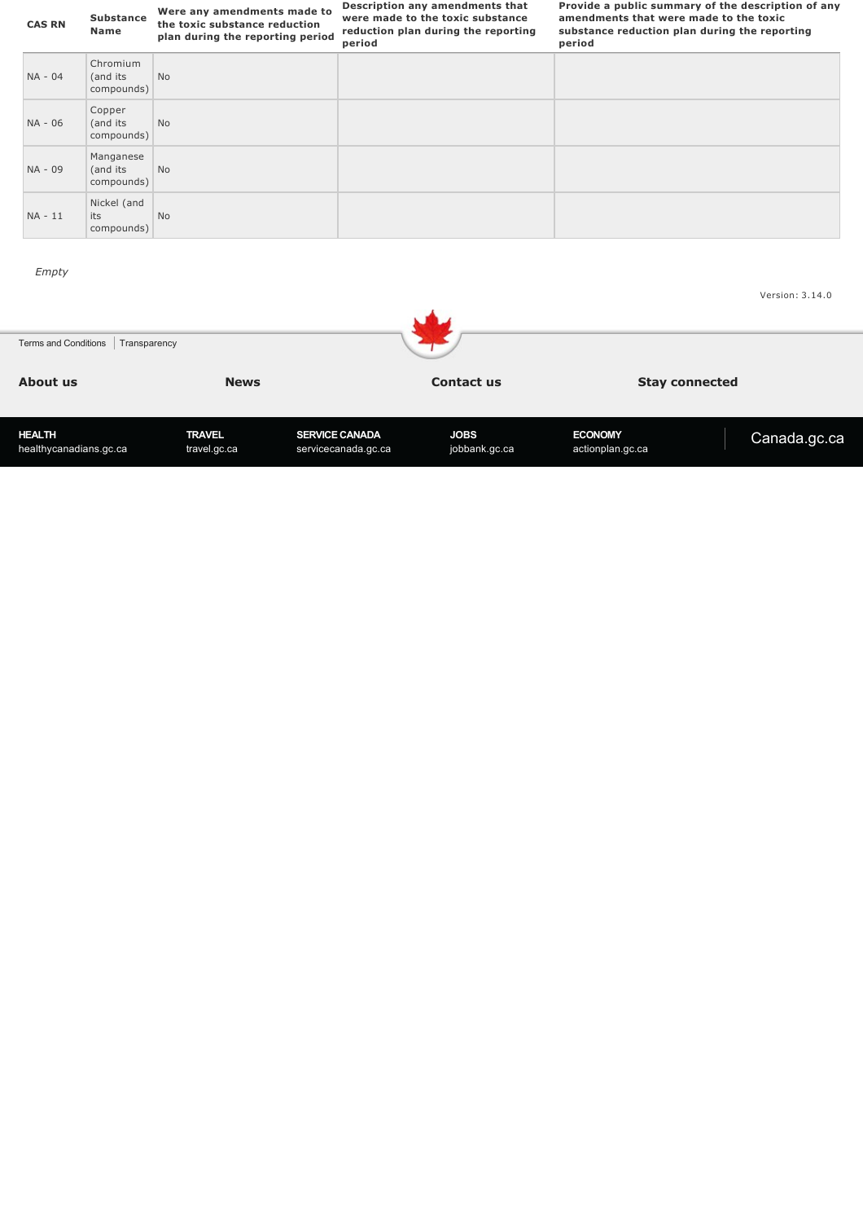| CAS RN | Substance Name | Were any amendments made to the toxic substance reduction plan during the reporting period | Description any amendments that were made to the toxic substance reduction plan during the reporting period | Provide a public summary of the description of any amendments that were made to the toxic substance reduction plan during the reporting period |
|---|---|---|---|---|
| NA - 04 | Chromium (and its compounds) | No | | |
| NA - 06 | Copper (and its compounds) | No | | |
| NA - 09 | Manganese (and its compounds) | No | | |
| NA - 11 | Nickel (and its compounds) | No | | |

*Empty*

Version: 3.14.0